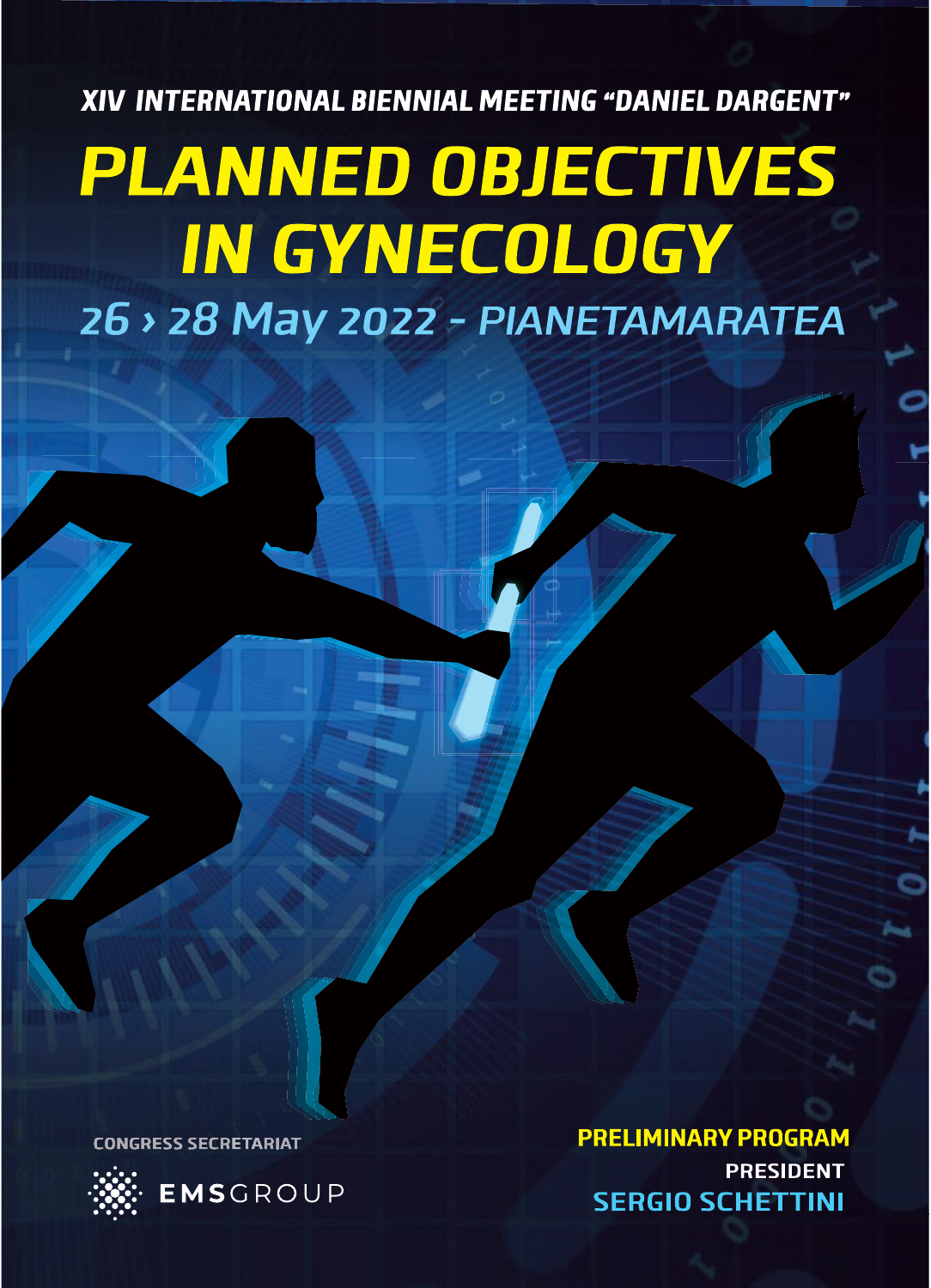**XIV INTERNATIONAL BIENNIAL MEETING "DANIEL DARGENT"**

# PLANNED OBJECTIVES IN GYNECOLOGY

## 26 › 28 May 2022 - PIANETAMARATEA

CONGRESS SECRETARIAT

EMSGROUP

**PRELIMINARY PROGRAM**

**PRESIDENT**

**SERGIO SCHETTINI**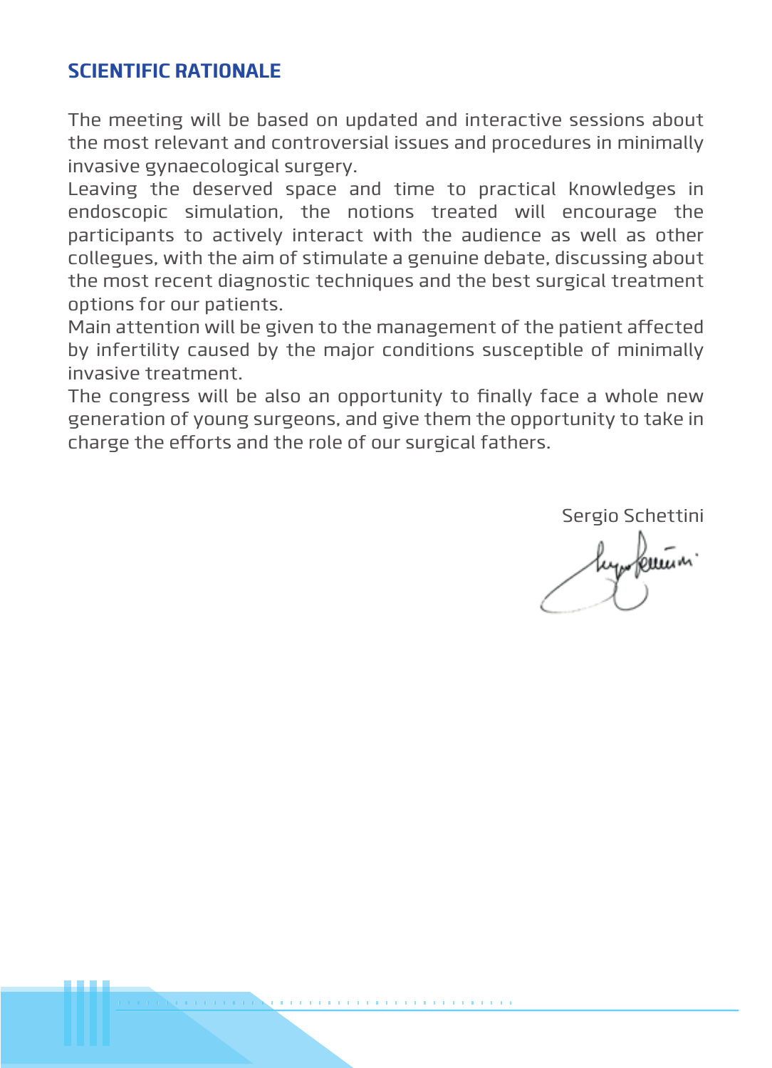## SCIENTIFIC RATIONALE

The meeting will be based on updated and interactive sessions about the most relevant and controversial issues and procedures in minimally invasive gynaecological surgery.
Leaving the deserved space and time to practical knowledges in endoscopic simulation, the notions treated will encourage the participants to actively interact with the audience as well as other collegues, with the aim of stimulate a genuine debate, discussing about the most recent diagnostic techniques and the best surgical treatment options for our patients.
Main attention will be given to the management of the patient affected by infertility caused by the major conditions susceptible of minimally invasive treatment.
The congress will be also an opportunity to finally face a whole new generation of young surgeons, and give them the opportunity to take in charge the efforts and the role of our surgical fathers.

Sergio Schettini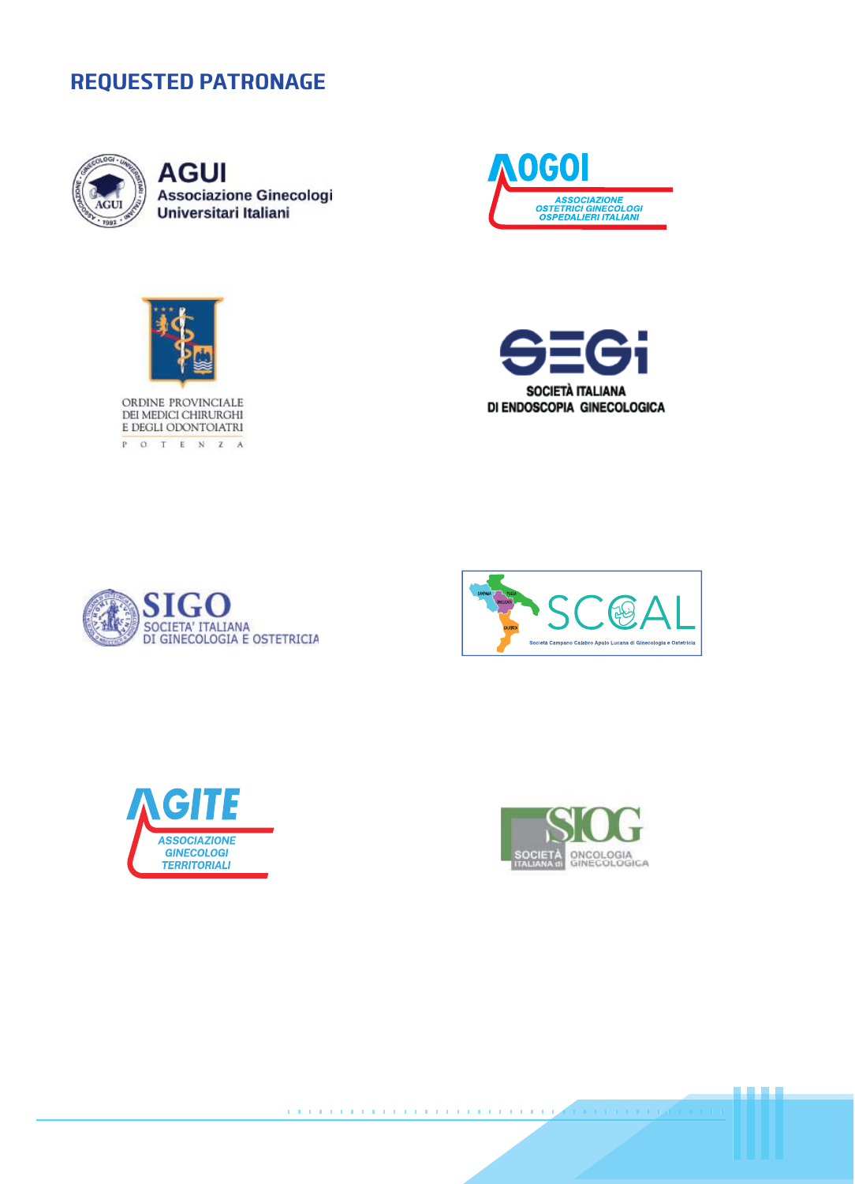## REQUESTED PATRONAGE

AGUI
Associazione Ginecologi Universitari Italiani

AOGOI
ASSOCIAZIONE OSTETRICI GINECOLOGI OSPEDALIERI ITALIANI

ORDINE PROVINCIALE DEI MEDICI CHIRURGHI E DEGLI ODONTOIATRI
POTENZA

SEGi
SOCIETÀ ITALIANA DI ENDOSCOPIA GINECOLOGICA

SIGO
SOCIETA' ITALIANA DI GINECOLOGIA E OSTETRICIA

SCCAL
Società Campano Calabro Apulo Lucana di Ginecologia e Ostetricia

AGITE
ASSOCIAZIONE GINECOLOGI TERRITORIALI

SIOG
SOCIETÀ ITALIANA di ONCOLOGIA GINECOLOGICA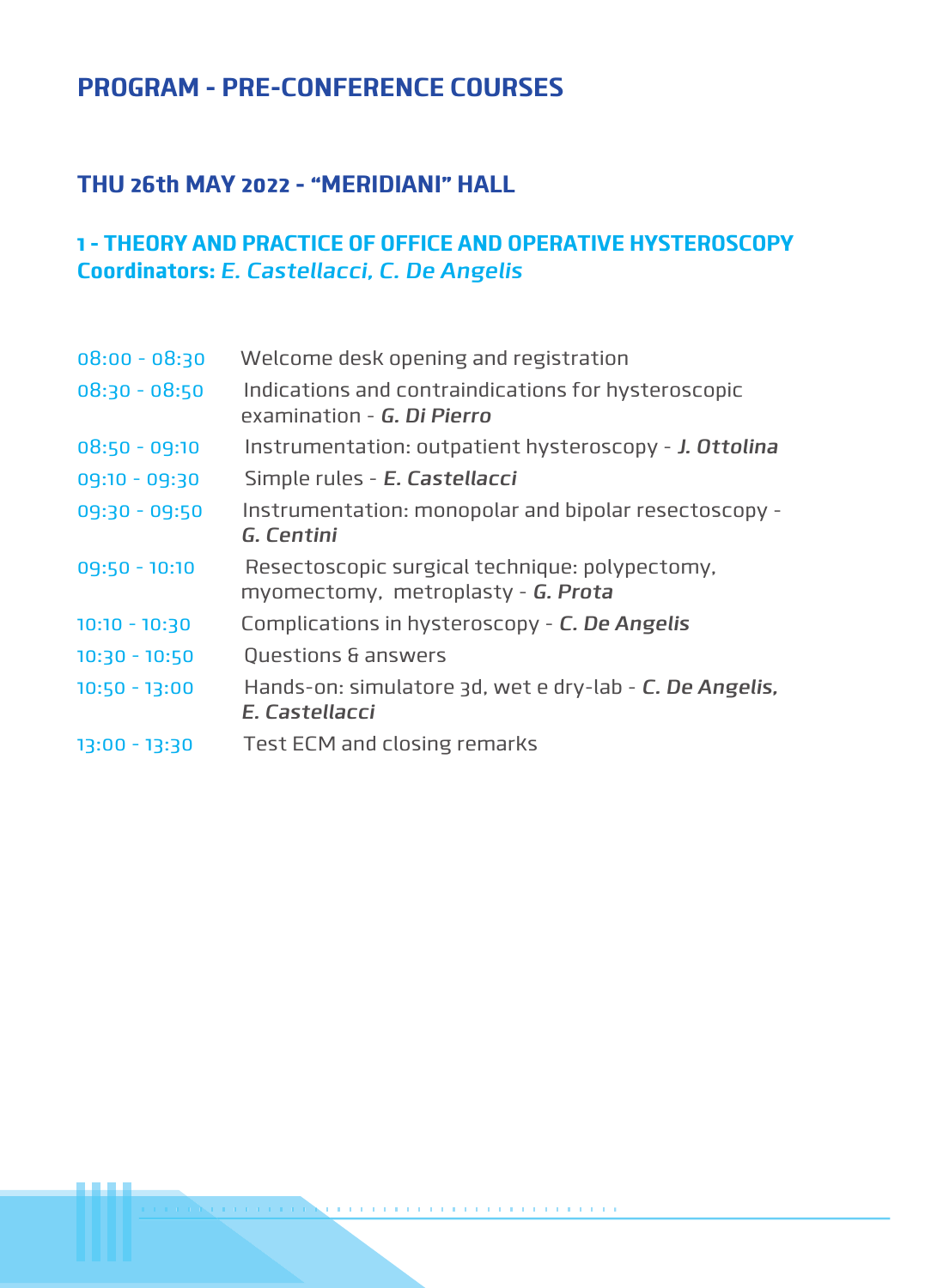# PROGRAM - PRE-CONFERENCE COURSES

## THU 26th MAY 2022 - “MERIDIANI” HALL

### 1 - THEORY AND PRACTICE OF OFFICE AND OPERATIVE HYSTEROSCOPY

**Coordinators:** *E. Castellacci, C. De Angelis*

| | |
|---|---|
| 08:00 - 08:30 | Welcome desk opening and registration |
| 08:30 - 08:50 | Indications and contraindications for hysteroscopic examination - ***G. Di Pierro*** |
| 08:50 - 09:10 | Instrumentation: outpatient hysteroscopy - ***J. Ottolina*** |
| 09:10 - 09:30 | Simple rules - ***E. Castellacci*** |
| 09:30 - 09:50 | Instrumentation: monopolar and bipolar resectoscopy - ***G. Centini*** |
| 09:50 - 10:10 | Resectoscopic surgical technique: polypectomy, myomectomy, metroplasty - ***G. Prota*** |
| 10:10 - 10:30 | Complications in hysteroscopy - ***C. De Angelis*** |
| 10:30 - 10:50 | Questions & answers |
| 10:50 - 13:00 | Hands-on: simulatore 3d, wet e dry-lab - ***C. De Angelis, E. Castellacci*** |
| 13:00 - 13:30 | Test ECM and closing remarks |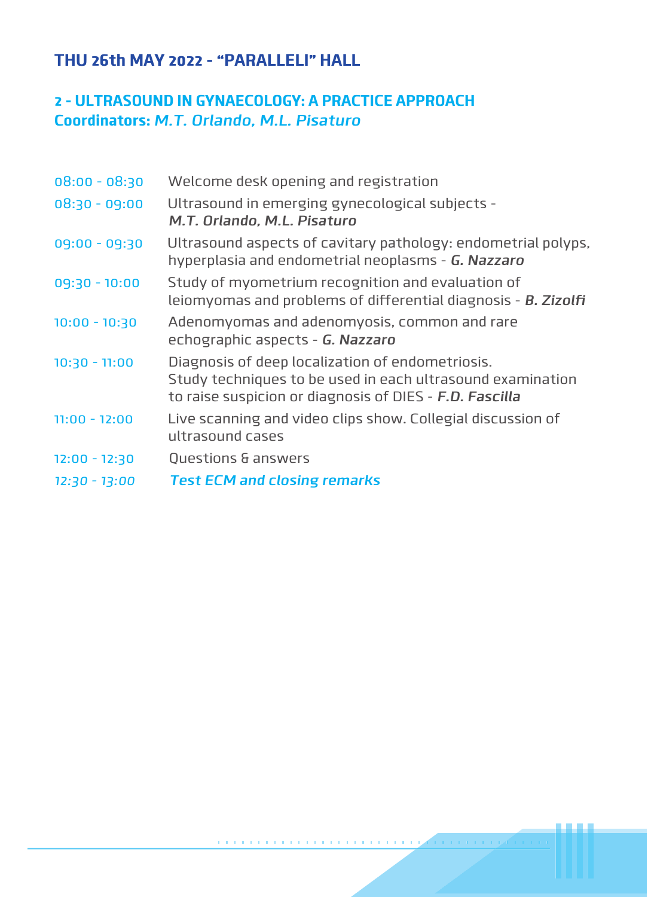## THU 26th MAY 2022 - "PARALLELI" HALL

### 2 - ULTRASOUND IN GYNAECOLOGY: A PRACTICE APPROACH
**Coordinators:** *M.T. Orlando, M.L. Pisaturo*

| | |
|---|---|
| 08:00 - 08:30 | Welcome desk opening and registration |
| 08:30 - 09:00 | Ultrasound in emerging gynecological subjects - ***M.T. Orlando, M.L. Pisaturo*** |
| 09:00 - 09:30 | Ultrasound aspects of cavitary pathology: endometrial polyps, hyperplasia and endometrial neoplasms - ***G. Nazzaro*** |
| 09:30 - 10:00 | Study of myometrium recognition and evaluation of leiomyomas and problems of differential diagnosis - ***B. Zizolfi*** |
| 10:00 - 10:30 | Adenomyomas and adenomyosis, common and rare echographic aspects - ***G. Nazzaro*** |
| 10:30 - 11:00 | Diagnosis of deep localization of endometriosis. Study techniques to be used in each ultrasound examination to raise suspicion or diagnosis of DIES - ***F.D. Fascilla*** |
| 11:00 - 12:00 | Live scanning and video clips show. Collegial discussion of ultrasound cases |
| 12:00 - 12:30 | Questions & answers |
| *12:30 - 13:00* | ***Test ECM and closing remarks*** |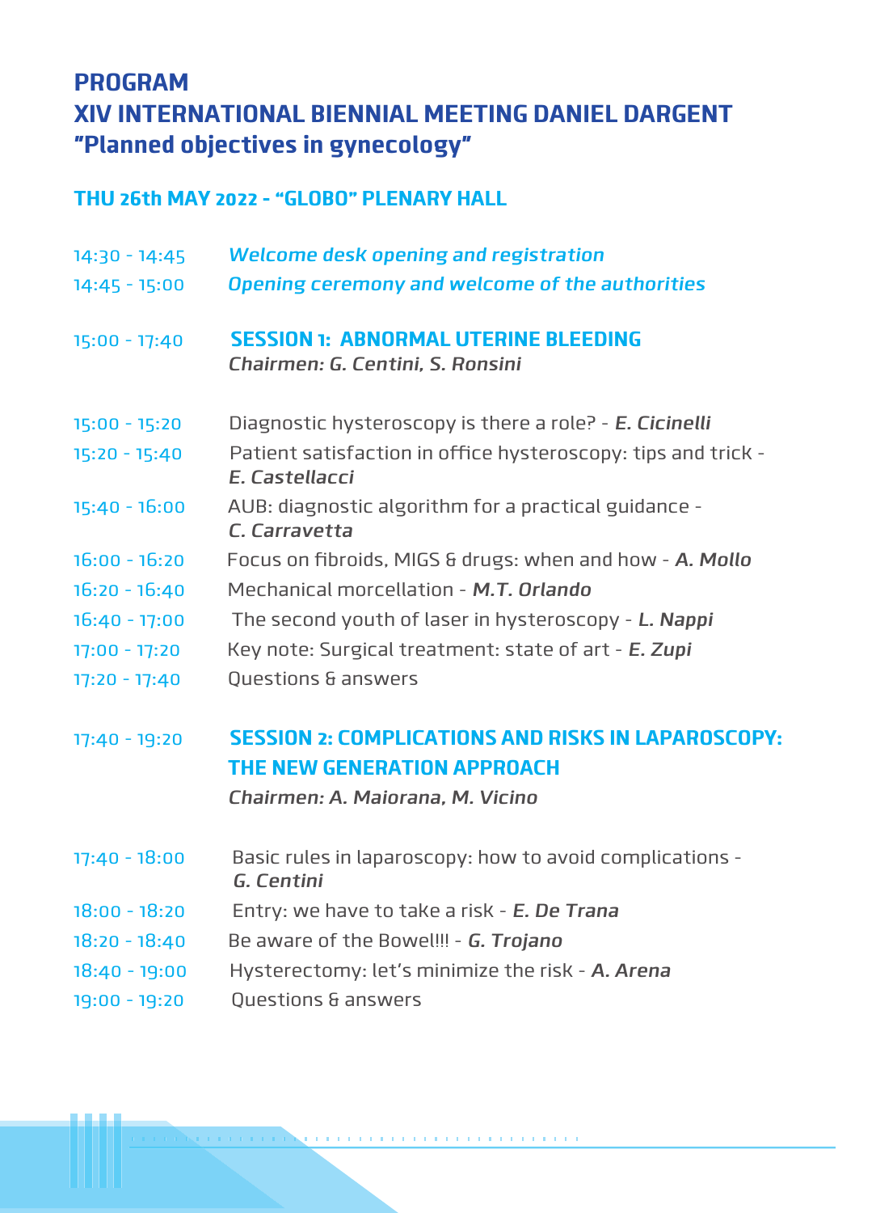# PROGRAM

# XIV INTERNATIONAL BIENNIAL MEETING DANIEL DARGENT

# "Planned objectives in gynecology"

## THU 26th MAY 2022 - "GLOBO" PLENARY HALL

14:30 - 14:45 *Welcome desk opening and registration*

14:45 - 15:00 *Opening ceremony and welcome of the authorities*

15:00 - 17:40 **SESSION 1: ABNORMAL UTERINE BLEEDING**
***Chairmen: G. Centini, S. Ronsini***

15:00 - 15:20 Diagnostic hysteroscopy is there a role? - ***E. Cicinelli***

15:20 - 15:40 Patient satisfaction in office hysteroscopy: tips and trick - ***E. Castellacci***

15:40 - 16:00 AUB: diagnostic algorithm for a practical guidance - ***C. Carravetta***

16:00 - 16:20 Focus on fibroids, MIGS & drugs: when and how - ***A. Mollo***

16:20 - 16:40 Mechanical morcellation - ***M.T. Orlando***

16:40 - 17:00 The second youth of laser in hysteroscopy - ***L. Nappi***

17:00 - 17:20 Key note: Surgical treatment: state of art - ***E. Zupi***

17:20 - 17:40 Questions & answers

17:40 - 19:20 **SESSION 2: COMPLICATIONS AND RISKS IN LAPAROSCOPY: THE NEW GENERATION APPROACH**
***Chairmen: A. Maiorana, M. Vicino***

17:40 - 18:00 Basic rules in laparoscopy: how to avoid complications - ***G. Centini***

18:00 - 18:20 Entry: we have to take a risk - ***E. De Trana***

18:20 - 18:40 Be aware of the Bowel!!! - ***G. Trojano***

18:40 - 19:00 Hysterectomy: let's minimize the risk - ***A. Arena***

19:00 - 19:20 Questions & answers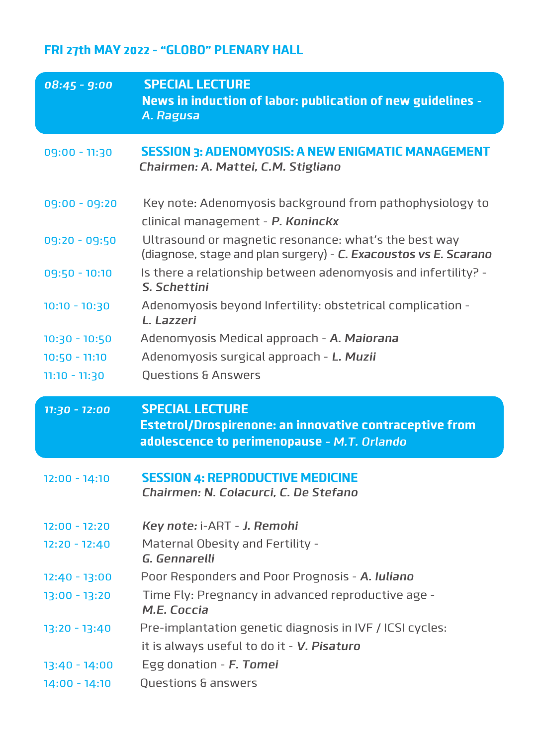## FRI 27th MAY 2022 - “GLOBO” PLENARY HALL

*08:45 - 9:00* **SPECIAL LECTURE**
**News in induction of labor: publication of new guidelines** - *A. Ragusa*

09:00 - 11:30 **SESSION 3: ADENOMYOSIS: A NEW ENIGMATIC MANAGEMENT**
*Chairmen: A. Mattei, C.M. Stigliano*

| | |
|---|---|
| 09:00 - 09:20 | Key note: Adenomyosis background from pathophysiology to clinical management - ***P. Koninckx*** |
| 09:20 - 09:50 | Ultrasound or magnetic resonance: what’s the best way (diagnose, stage and plan surgery) - ***C. Exacoustos vs E. Scarano*** |
| 09:50 - 10:10 | Is there a relationship between adenomyosis and infertility? - ***S. Schettini*** |
| 10:10 - 10:30 | Adenomyosis beyond Infertility: obstetrical complication - ***L. Lazzeri*** |
| 10:30 - 10:50 | Adenomyosis Medical approach - ***A. Maiorana*** |
| 10:50 - 11:10 | Adenomyosis surgical approach - ***L. Muzii*** |
| 11:10 - 11:30 | Questions & Answers |

*11:30 - 12:00* **SPECIAL LECTURE**
**Estetrol/Drospirenone: an innovative contraceptive from adolescence to perimenopause** - *M.T. Orlando*

12:00 - 14:10 **SESSION 4: REPRODUCTIVE MEDICINE**
*Chairmen: N. Colacurci, C. De Stefano*

| | |
|---|---|
| 12:00 - 12:20 | ***Key note:*** i-ART - ***J. Remohi*** |
| 12:20 - 12:40 | Maternal Obesity and Fertility - ***G. Gennarelli*** |
| 12:40 - 13:00 | Poor Responders and Poor Prognosis - ***A. Iuliano*** |
| 13:00 - 13:20 | Time Fly: Pregnancy in advanced reproductive age - ***M.E. Coccia*** |
| 13:20 - 13:40 | Pre-implantation genetic diagnosis in IVF / ICSI cycles: it is always useful to do it - ***V. Pisaturo*** |
| 13:40 - 14:00 | Egg donation - ***F. Tomei*** |
| 14:00 - 14:10 | Questions & answers |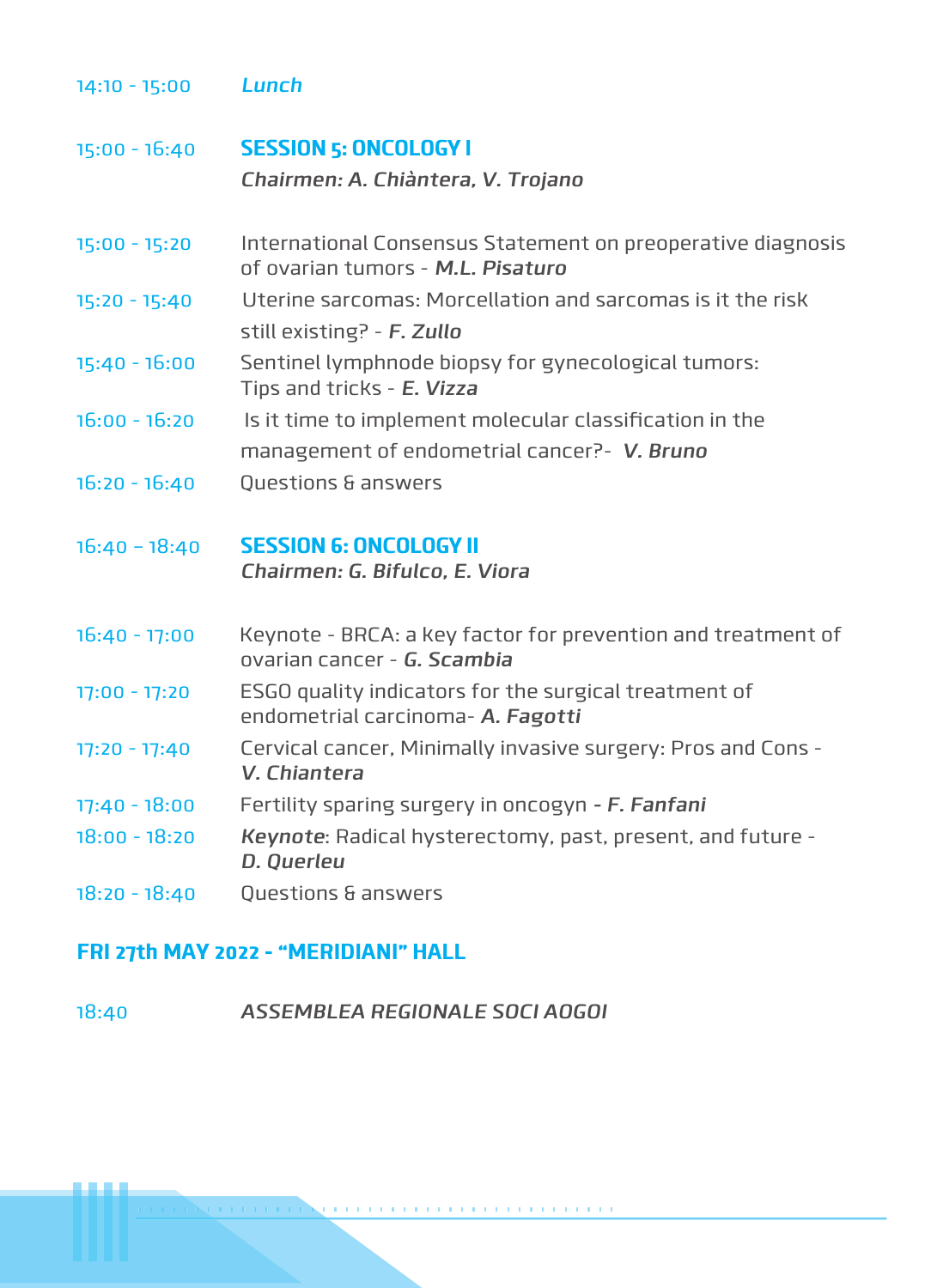| | |
|---|---|
| 14:10 - 15:00 | *Lunch* |

| | |
|---|---|
| 15:00 - 16:40 | **SESSION 5: ONCOLOGY I** <br> ***Chairmen: A. Chiàntera, V. Trojano*** |
| 15:00 - 15:20 | International Consensus Statement on preoperative diagnosis of ovarian tumors - ***M.L. Pisaturo*** |
| 15:20 - 15:40 | Uterine sarcomas: Morcellation and sarcomas is it the risk still existing? - ***F. Zullo*** |
| 15:40 - 16:00 | Sentinel lymphnode biopsy for gynecological tumors: Tips and tricks - ***E. Vizza*** |
| 16:00 - 16:20 | Is it time to implement molecular classification in the management of endometrial cancer?- ***V. Bruno*** |
| 16:20 - 16:40 | Questions & answers |

| | |
|---|---|
| 16:40 – 18:40 | **SESSION 6: ONCOLOGY II** <br> ***Chairmen: G. Bifulco, E. Viora*** |
| 16:40 - 17:00 | Keynote - BRCA: a key factor for prevention and treatment of ovarian cancer - ***G. Scambia*** |
| 17:00 - 17:20 | ESGO quality indicators for the surgical treatment of endometrial carcinoma- ***A. Fagotti*** |
| 17:20 - 17:40 | Cervical cancer, Minimally invasive surgery: Pros and Cons - ***V. Chiantera*** |
| 17:40 - 18:00 | Fertility sparing surgery in oncogyn - ***F. Fanfani*** |
| 18:00 - 18:20 | ***Keynote***: Radical hysterectomy, past, present, and future - ***D. Querleu*** |
| 18:20 - 18:40 | Questions & answers |

## FRI 27th MAY 2022 - “MERIDIANI” HALL

| | |
|---|---|
| 18:40 | *ASSEMBLEA REGIONALE SOCI AOGOI* |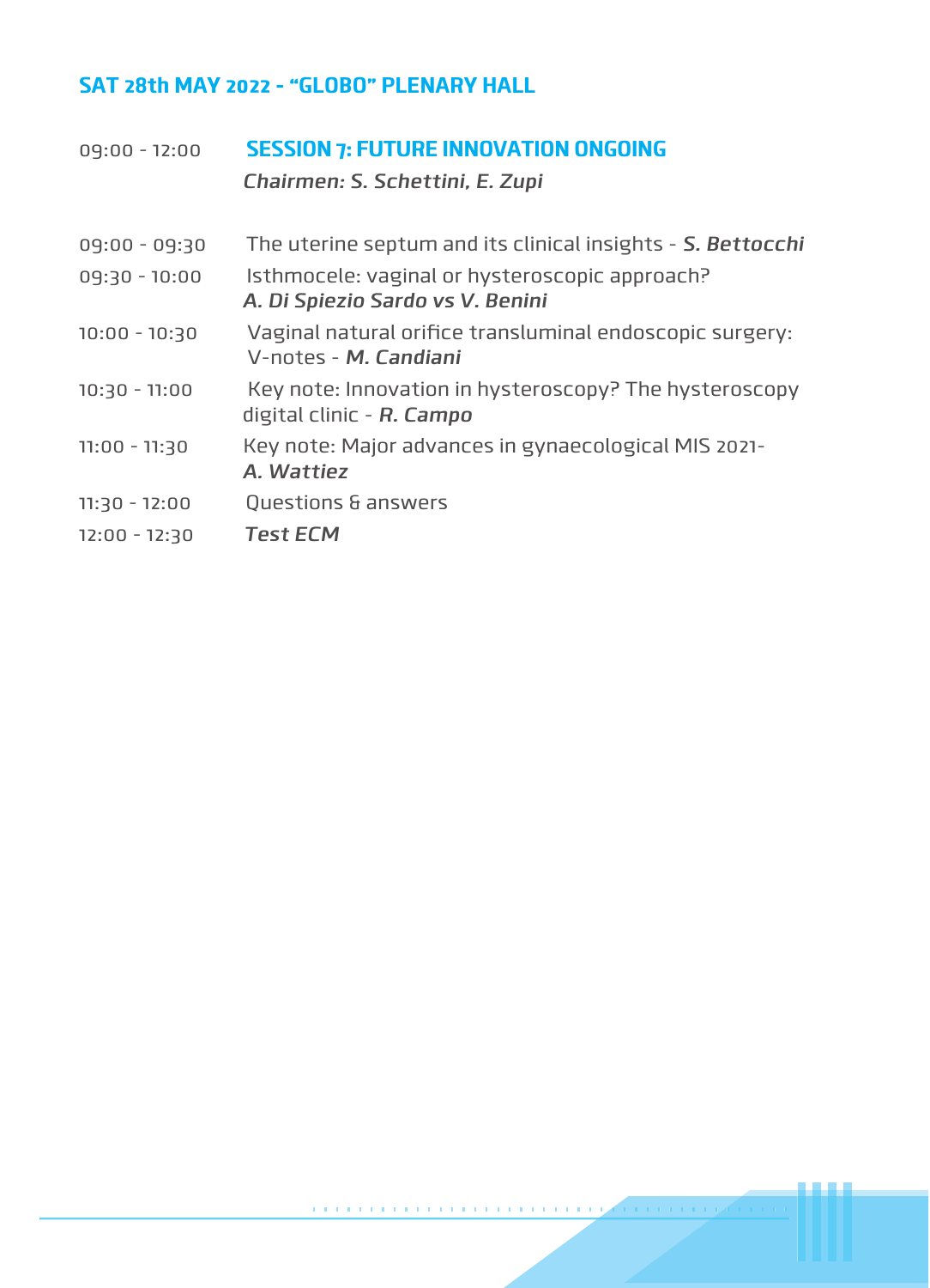## SAT 28th MAY 2022 - "GLOBO" PLENARY HALL

| | |
|---|---|
| 09:00 - 12:00 | **SESSION 7: FUTURE INNOVATION ONGOING**<br>***Chairmen: S. Schettini, E. Zupi*** |
| 09:00 - 09:30 | The uterine septum and its clinical insights - ***S. Bettocchi*** |
| 09:30 - 10:00 | Isthmocele: vaginal or hysteroscopic approach?<br>***A. Di Spiezio Sardo vs V. Benini*** |
| 10:00 - 10:30 | Vaginal natural orifice transluminal endoscopic surgery: V-notes - ***M. Candiani*** |
| 10:30 - 11:00 | Key note: Innovation in hysteroscopy? The hysteroscopy digital clinic - ***R. Campo*** |
| 11:00 - 11:30 | Key note: Major advances in gynaecological MIS 2021-<br>***A. Wattiez*** |
| 11:30 - 12:00 | Questions & answers |
| 12:00 - 12:30 | ***Test ECM*** |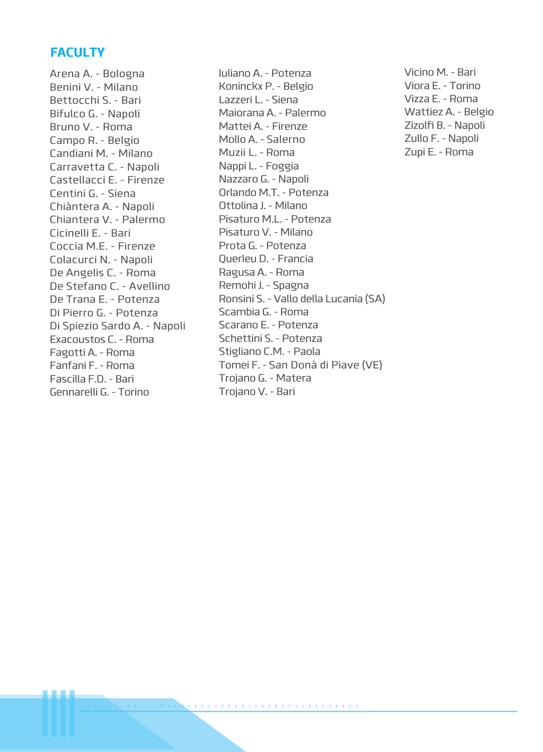## FACULTY

Arena A. - Bologna
Benini V. - Milano
Bettocchi S. - Bari
Bifulco G. - Napoli
Bruno V. - Roma
Campo R. - Belgio
Candiani M. - Milano
Carravetta C. - Napoli
Castellacci E. - Firenze
Centini G. - Siena
Chiàntera A. - Napoli
Chiantera V. - Palermo
Cicinelli E. - Bari
Coccia M.E. - Firenze
Colacurci N. - Napoli
De Angelis C. - Roma
De Stefano C. - Avellino
De Trana E. - Potenza
Di Pierro G. - Potenza
Di Spiezio Sardo A. - Napoli
Exacoustos C. - Roma
Fagotti A. - Roma
Fanfani F. - Roma
Fascilla F.D. - Bari
Gennarelli G. - Torino
Iuliano A. - Potenza
Koninckx P. - Belgio
Lazzeri L. - Siena
Maiorana A. - Palermo
Mattei A. - Firenze
Mollo A. - Salerno
Muzii L. - Roma
Nappi L. - Foggia
Nazzaro G. - Napoli
Orlando M.T. - Potenza
Ottolina J. - Milano
Pisaturo M.L. - Potenza
Pisaturo V. - Milano
Prota G. - Potenza
Querleu D. - Francia
Ragusa A. - Roma
Remohi J. - Spagna
Ronsini S. - Vallo della Lucania (SA)
Scambia G. - Roma
Scarano E. - Potenza
Schettini S. - Potenza
Stigliano C.M. - Paola
Tomei F. - San Donà di Piave (VE)
Trojano G. - Matera
Trojano V. - Bari
Vicino M. - Bari
Viora E. - Torino
Vizza E. - Roma
Wattiez A. - Belgio
Zizolfi B. - Napoli
Zullo F. - Napoli
Zupi E. - Roma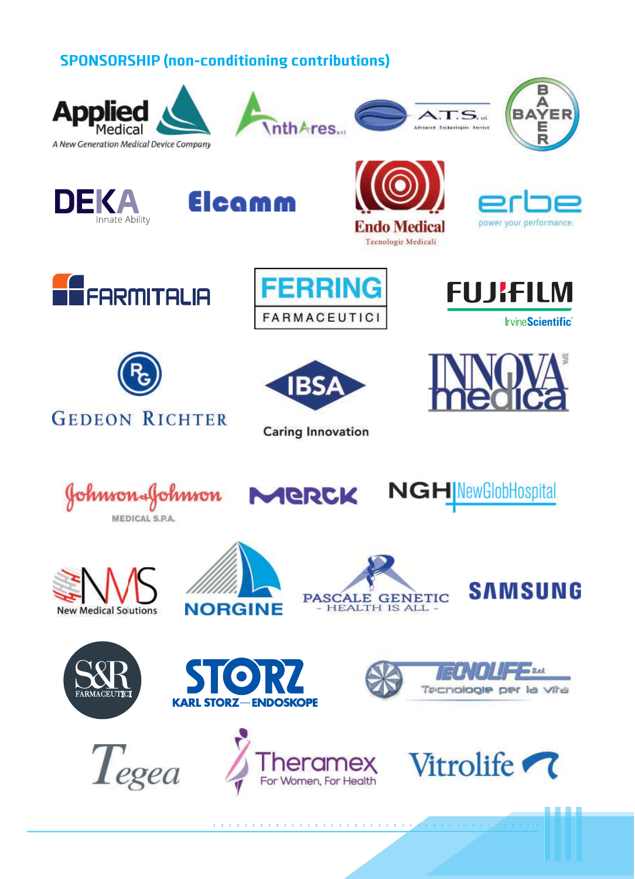## SPONSORSHIP (non-conditioning contributions)

Applied Medical — A New Generation Medical Device Company

AnthAres s.r.l.

A.T.S. srl — Advanced Technologies Service

BAYER

DEKA — Innate Ability

Elcamm

Endo Medical — Tecnologie Medicali

erbe — power your performance.

FARMITALIA

FERRING FARMACEUTICI

FUJIFILM — IrvineScientific

GEDEON RICHTER

IBSA — Caring Innovation

INNOVA medica SPA

Johnson & Johnson MEDICAL S.P.A.

MERCK

NGH NewGlobHospital

NMS New Medical Solutions

NORGINE

PASCALE GENETIC — HEALTH IS ALL —

SAMSUNG

S&R FARMACEUTICI

STORZ — KARL STORZ — ENDOSKOPE

TECNOLIFE S.r.l. — Tecnologie per la vita

Tegea

Theramex — For Women, For Health

Vitrolife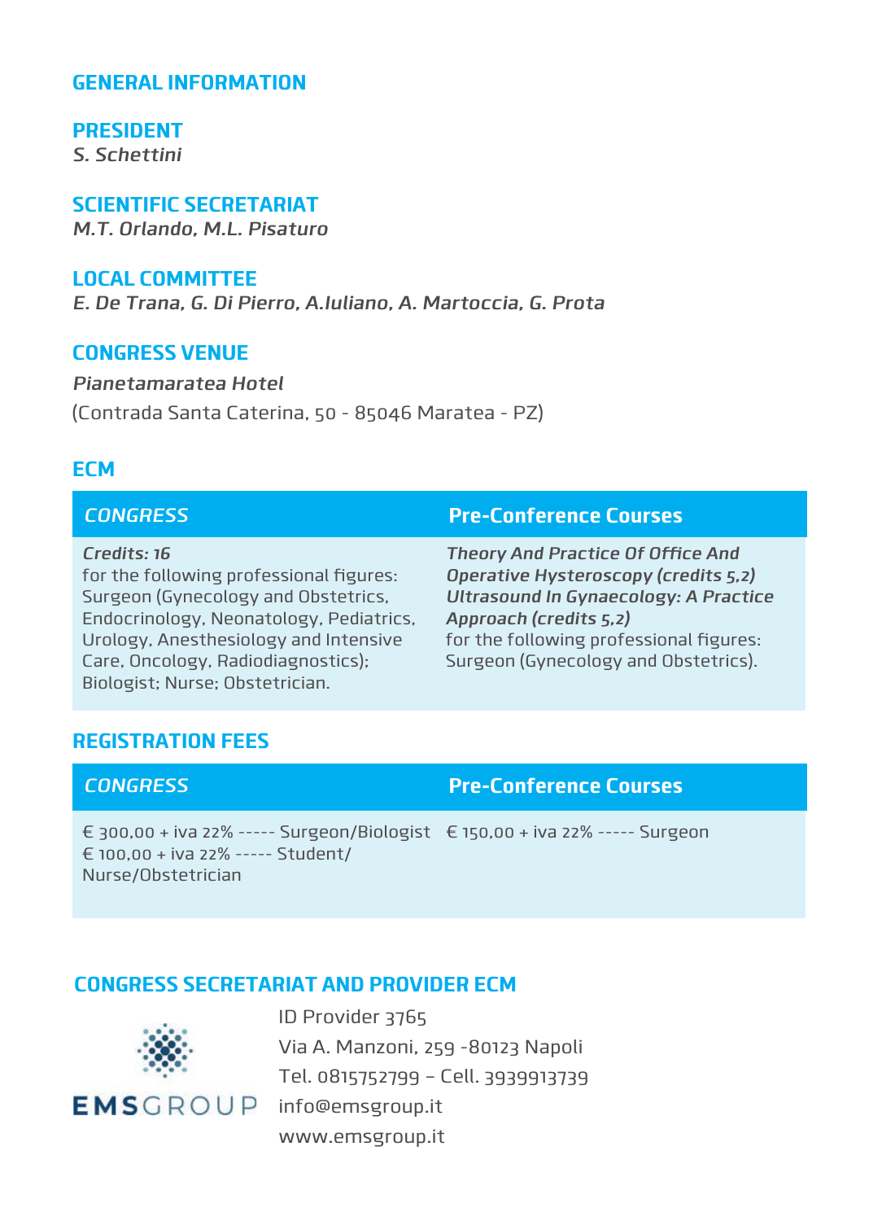## GENERAL INFORMATION

### PRESIDENT
*S. Schettini*

### SCIENTIFIC SECRETARIAT
*M.T. Orlando, M.L. Pisaturo*

### LOCAL COMMITTEE
*E. De Trana, G. Di Pierro, A.Iuliano, A. Martoccia, G. Prota*

### CONGRESS VENUE
*Pianetamaratea Hotel*

(Contrada Santa Caterina, 50 - 85046 Maratea - PZ)

### ECM

| *CONGRESS* | **Pre-Conference Courses** |
|---|---|
| *Credits: 16* <br> for the following professional figures: Surgeon (Gynecology and Obstetrics, Endocrinology, Neonatology, Pediatrics, Urology, Anesthesiology and Intensive Care, Oncology, Radiodiagnostics); Biologist; Nurse; Obstetrician. | *Theory And Practice Of Office And Operative Hysteroscopy (credits 5,2)* <br> *Ultrasound In Gynaecology: A Practice Approach (credits 5,2)* <br> for the following professional figures: Surgeon (Gynecology and Obstetrics). |

### REGISTRATION FEES

| *CONGRESS* | **Pre-Conference Courses** |
|---|---|
| € 300,00 + iva 22% ----- Surgeon/Biologist <br> € 100,00 + iva 22% ----- Student/ Nurse/Obstetrician | € 150,00 + iva 22% ----- Surgeon |

### CONGRESS SECRETARIAT AND PROVIDER ECM

EMSGROUP

ID Provider 3765
Via A. Manzoni, 259 -80123 Napoli
Tel. 0815752799 – Cell. 3939913739
info@emsgroup.it
www.emsgroup.it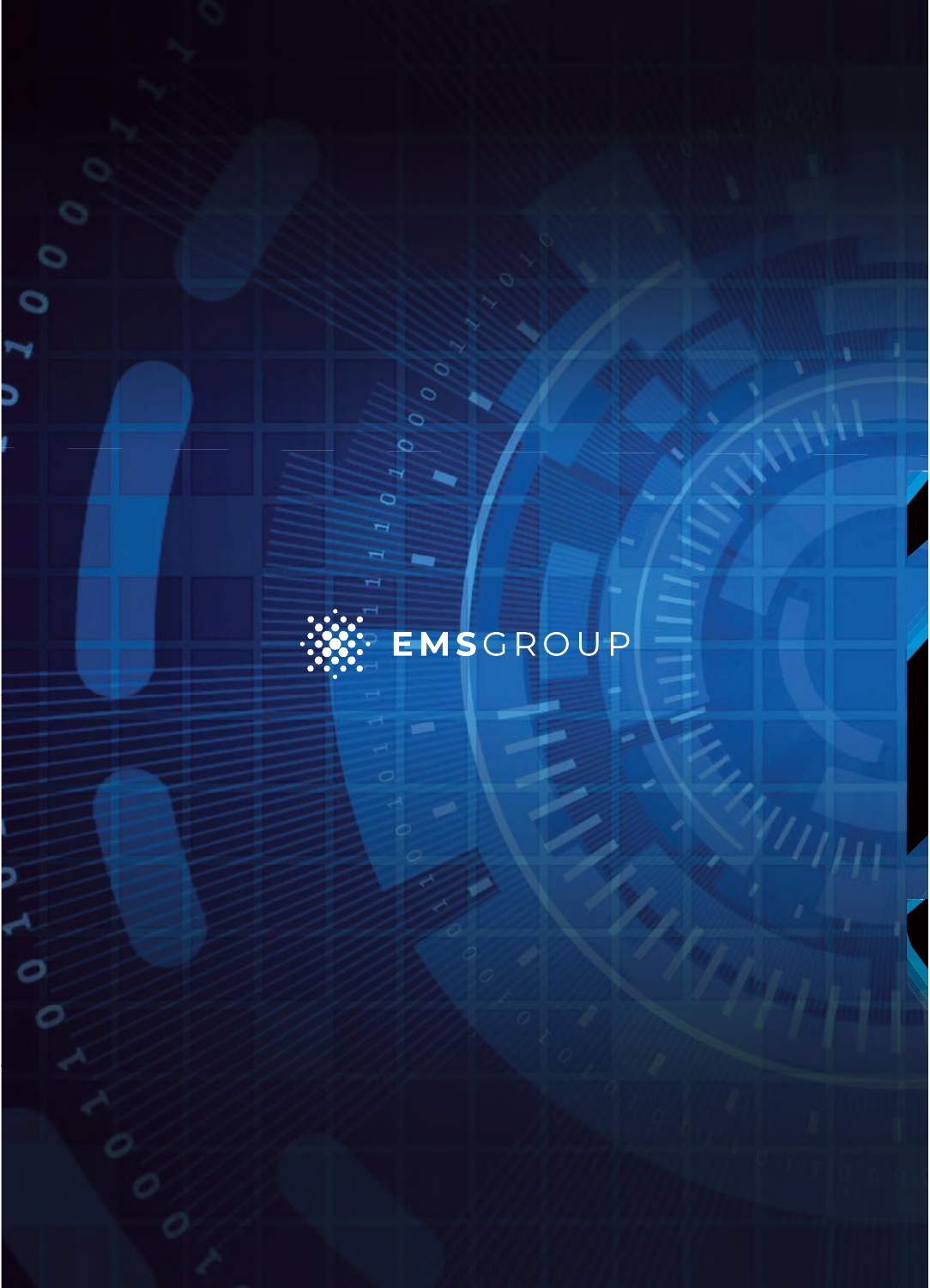EMSGROUP